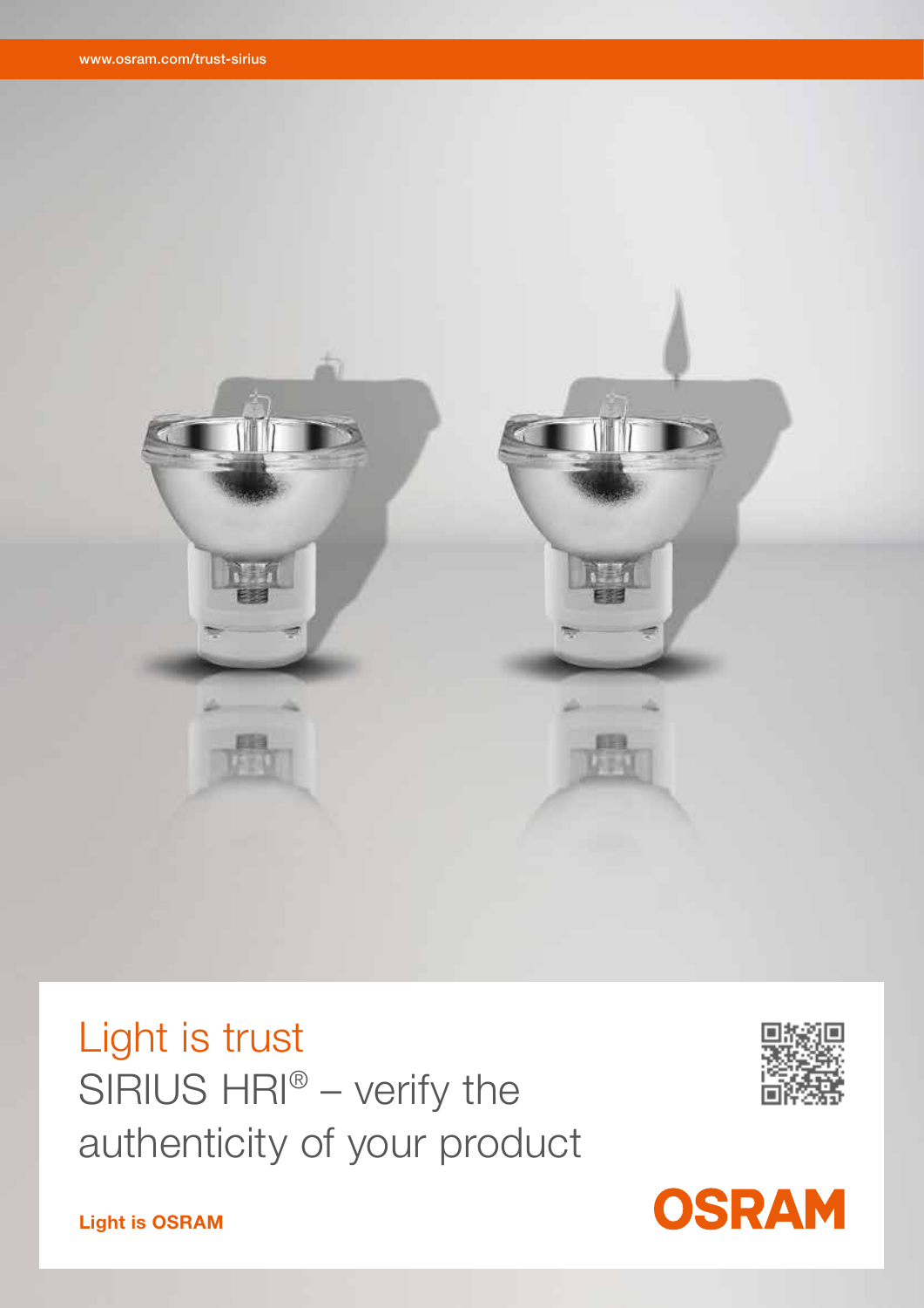www.osram.com/trust-sirius

# Light is trust

## SIRIUS HRI® – verify the authenticity of your product

**Light is OSRAM**

OSRAM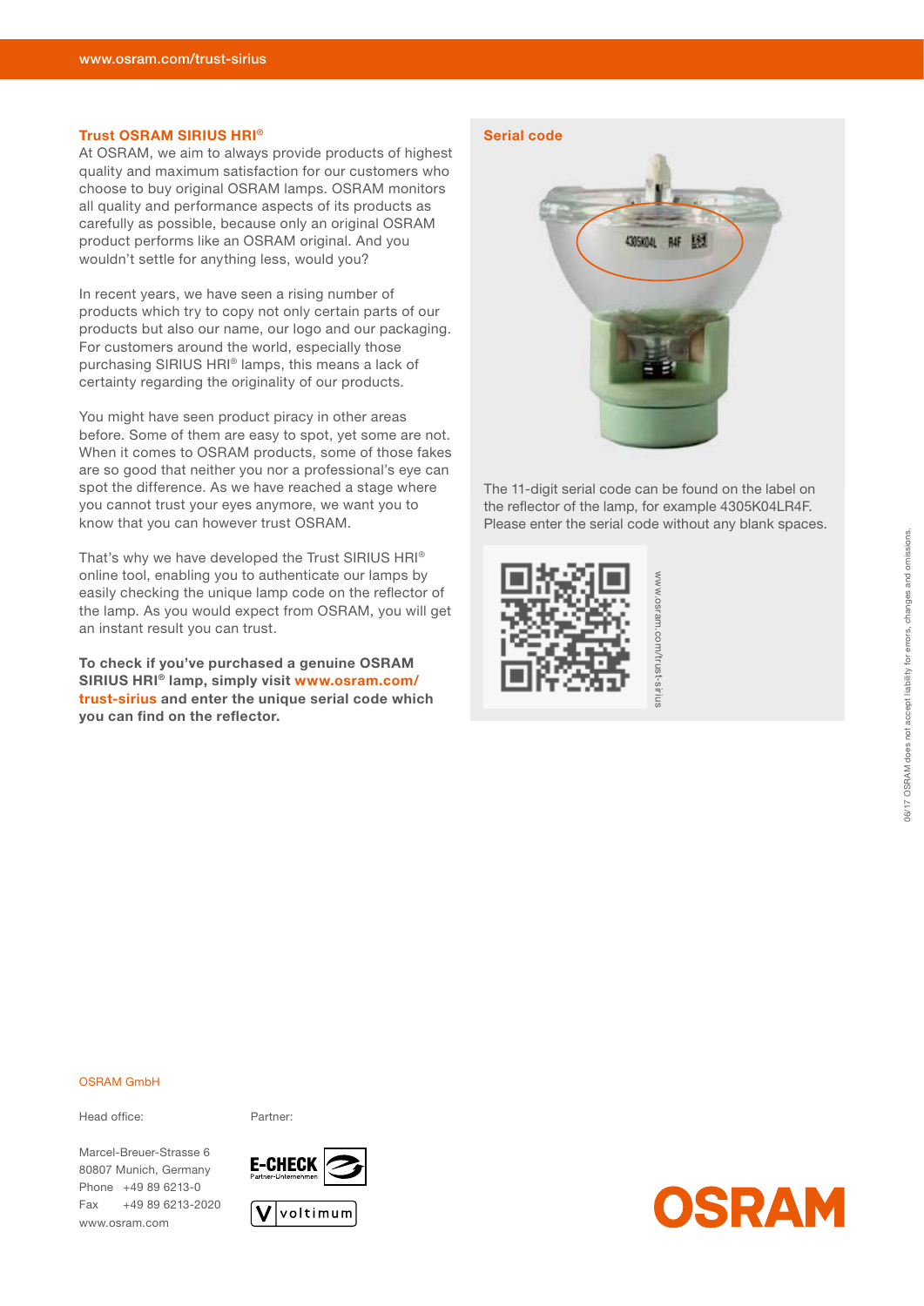www.osram.com/trust-sirius

## Trust OSRAM SIRIUS HRI®

At OSRAM, we aim to always provide products of highest quality and maximum satisfaction for our customers who choose to buy original OSRAM lamps. OSRAM monitors all quality and performance aspects of its products as carefully as possible, because only an original OSRAM product performs like an OSRAM original. And you wouldn't settle for anything less, would you?

In recent years, we have seen a rising number of products which try to copy not only certain parts of our products but also our name, our logo and our packaging. For customers around the world, especially those purchasing SIRIUS HRI® lamps, this means a lack of certainty regarding the originality of our products.

You might have seen product piracy in other areas before. Some of them are easy to spot, yet some are not. When it comes to OSRAM products, some of those fakes are so good that neither you nor a professional's eye can spot the difference. As we have reached a stage where you cannot trust your eyes anymore, we want you to know that you can however trust OSRAM.

That's why we have developed the Trust SIRIUS HRI® online tool, enabling you to authenticate our lamps by easily checking the unique lamp code on the reflector of the lamp. As you would expect from OSRAM, you will get an instant result you can trust.

**To check if you've purchased a genuine OSRAM SIRIUS HRI® lamp, simply visit www.osram.com/trust-sirius and enter the unique serial code which you can find on the reflector.**

## Serial code

4305K04L R4F

The 11-digit serial code can be found on the label on the reflector of the lamp, for example 4305K04LR4F. Please enter the serial code without any blank spaces.

www.osram.com/trust-sirius

OSRAM GmbH

Head office:

Marcel-Breuer-Strasse 6
80807 Munich, Germany
Phone +49 89 6213-0
Fax +49 89 6213-2020
www.osram.com

Partner:

E-CHECK Partner-Unternehmen

voltimum

OSRAM

06/17 OSRAM does not accept liability for errors, changes and omissions.